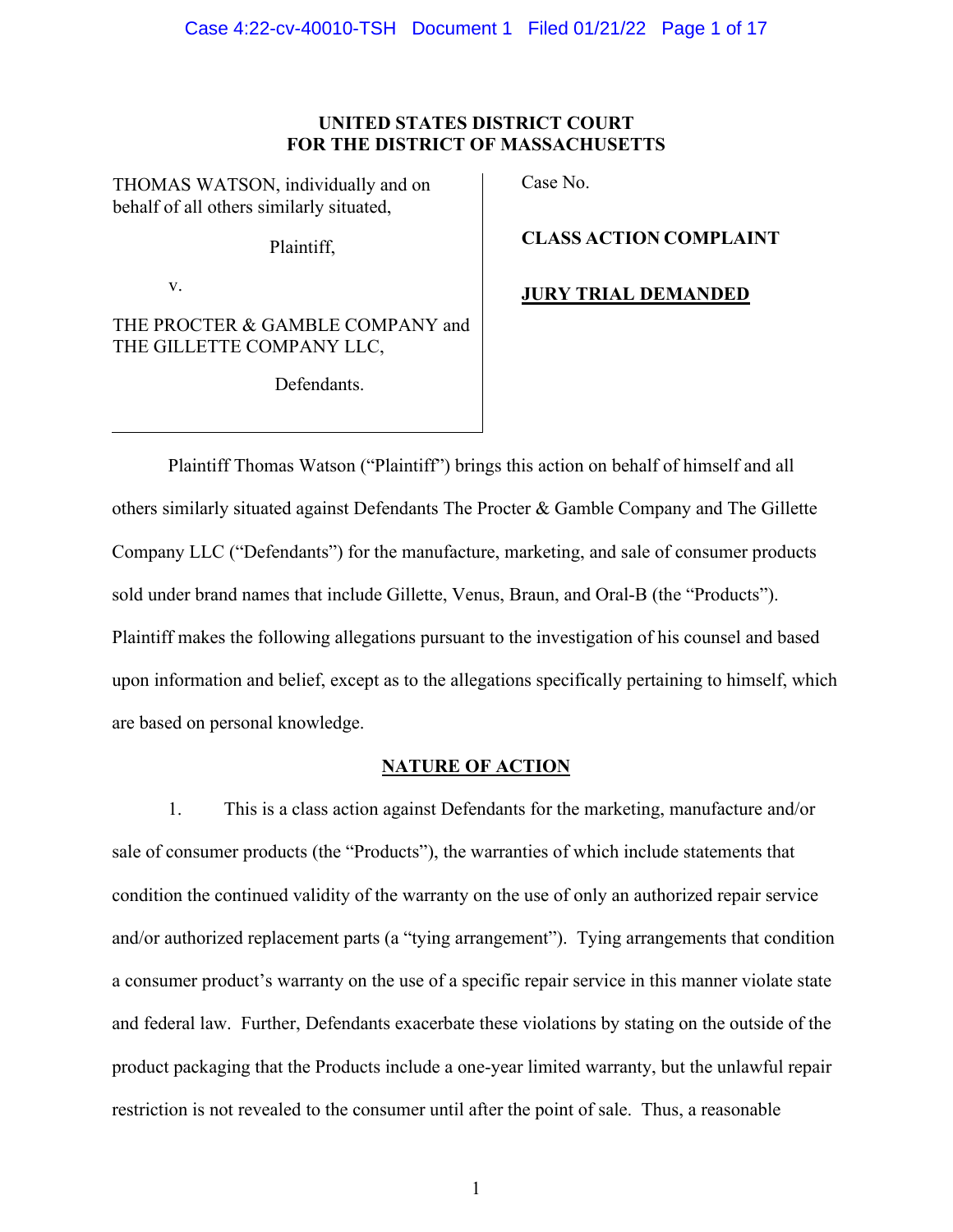**UNITED STATES DISTRICT COURT**
**FOR THE DISTRICT OF MASSACHUSETTS**

| | |
|---|---|
| THOMAS WATSON, individually and on behalf of all others similarly situated,<br><br>Plaintiff,<br><br>v.<br><br>THE PROCTER & GAMBLE COMPANY and THE GILLETTE COMPANY LLC,<br><br>Defendants. | Case No.<br><br>**CLASS ACTION COMPLAINT**<br><br>**JURY TRIAL DEMANDED** |

Plaintiff Thomas Watson ("Plaintiff") brings this action on behalf of himself and all others similarly situated against Defendants The Procter & Gamble Company and The Gillette Company LLC ("Defendants") for the manufacture, marketing, and sale of consumer products sold under brand names that include Gillette, Venus, Braun, and Oral-B (the "Products"). Plaintiff makes the following allegations pursuant to the investigation of his counsel and based upon information and belief, except as to the allegations specifically pertaining to himself, which are based on personal knowledge.

## NATURE OF ACTION

1. This is a class action against Defendants for the marketing, manufacture and/or sale of consumer products (the "Products"), the warranties of which include statements that condition the continued validity of the warranty on the use of only an authorized repair service and/or authorized replacement parts (a "tying arrangement"). Tying arrangements that condition a consumer product's warranty on the use of a specific repair service in this manner violate state and federal law. Further, Defendants exacerbate these violations by stating on the outside of the product packaging that the Products include a one-year limited warranty, but the unlawful repair restriction is not revealed to the consumer until after the point of sale. Thus, a reasonable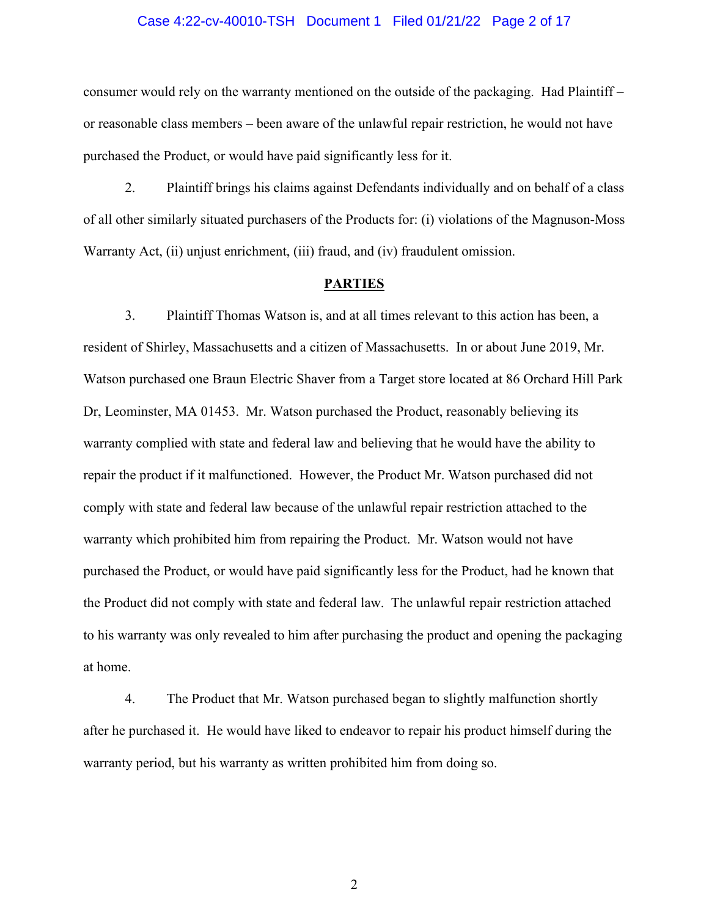consumer would rely on the warranty mentioned on the outside of the packaging. Had Plaintiff – or reasonable class members – been aware of the unlawful repair restriction, he would not have purchased the Product, or would have paid significantly less for it.

2. Plaintiff brings his claims against Defendants individually and on behalf of a class of all other similarly situated purchasers of the Products for: (i) violations of the Magnuson-Moss Warranty Act, (ii) unjust enrichment, (iii) fraud, and (iv) fraudulent omission.

## PARTIES

3. Plaintiff Thomas Watson is, and at all times relevant to this action has been, a resident of Shirley, Massachusetts and a citizen of Massachusetts. In or about June 2019, Mr. Watson purchased one Braun Electric Shaver from a Target store located at 86 Orchard Hill Park Dr, Leominster, MA 01453. Mr. Watson purchased the Product, reasonably believing its warranty complied with state and federal law and believing that he would have the ability to repair the product if it malfunctioned. However, the Product Mr. Watson purchased did not comply with state and federal law because of the unlawful repair restriction attached to the warranty which prohibited him from repairing the Product. Mr. Watson would not have purchased the Product, or would have paid significantly less for the Product, had he known that the Product did not comply with state and federal law. The unlawful repair restriction attached to his warranty was only revealed to him after purchasing the product and opening the packaging at home.

4. The Product that Mr. Watson purchased began to slightly malfunction shortly after he purchased it. He would have liked to endeavor to repair his product himself during the warranty period, but his warranty as written prohibited him from doing so.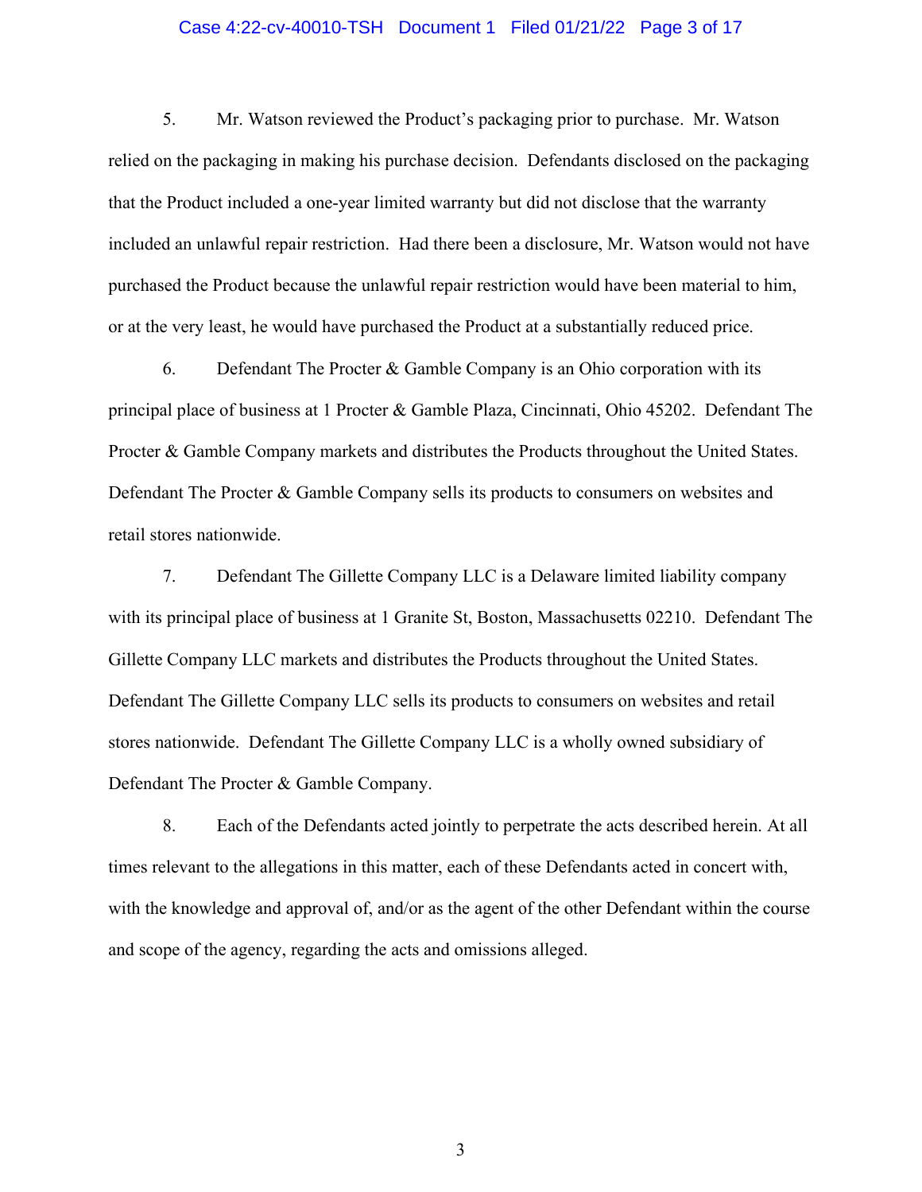5. Mr. Watson reviewed the Product's packaging prior to purchase. Mr. Watson relied on the packaging in making his purchase decision. Defendants disclosed on the packaging that the Product included a one-year limited warranty but did not disclose that the warranty included an unlawful repair restriction. Had there been a disclosure, Mr. Watson would not have purchased the Product because the unlawful repair restriction would have been material to him, or at the very least, he would have purchased the Product at a substantially reduced price.

6. Defendant The Procter & Gamble Company is an Ohio corporation with its principal place of business at 1 Procter & Gamble Plaza, Cincinnati, Ohio 45202. Defendant The Procter & Gamble Company markets and distributes the Products throughout the United States. Defendant The Procter & Gamble Company sells its products to consumers on websites and retail stores nationwide.

7. Defendant The Gillette Company LLC is a Delaware limited liability company with its principal place of business at 1 Granite St, Boston, Massachusetts 02210. Defendant The Gillette Company LLC markets and distributes the Products throughout the United States. Defendant The Gillette Company LLC sells its products to consumers on websites and retail stores nationwide. Defendant The Gillette Company LLC is a wholly owned subsidiary of Defendant The Procter & Gamble Company.

8. Each of the Defendants acted jointly to perpetrate the acts described herein. At all times relevant to the allegations in this matter, each of these Defendants acted in concert with, with the knowledge and approval of, and/or as the agent of the other Defendant within the course and scope of the agency, regarding the acts and omissions alleged.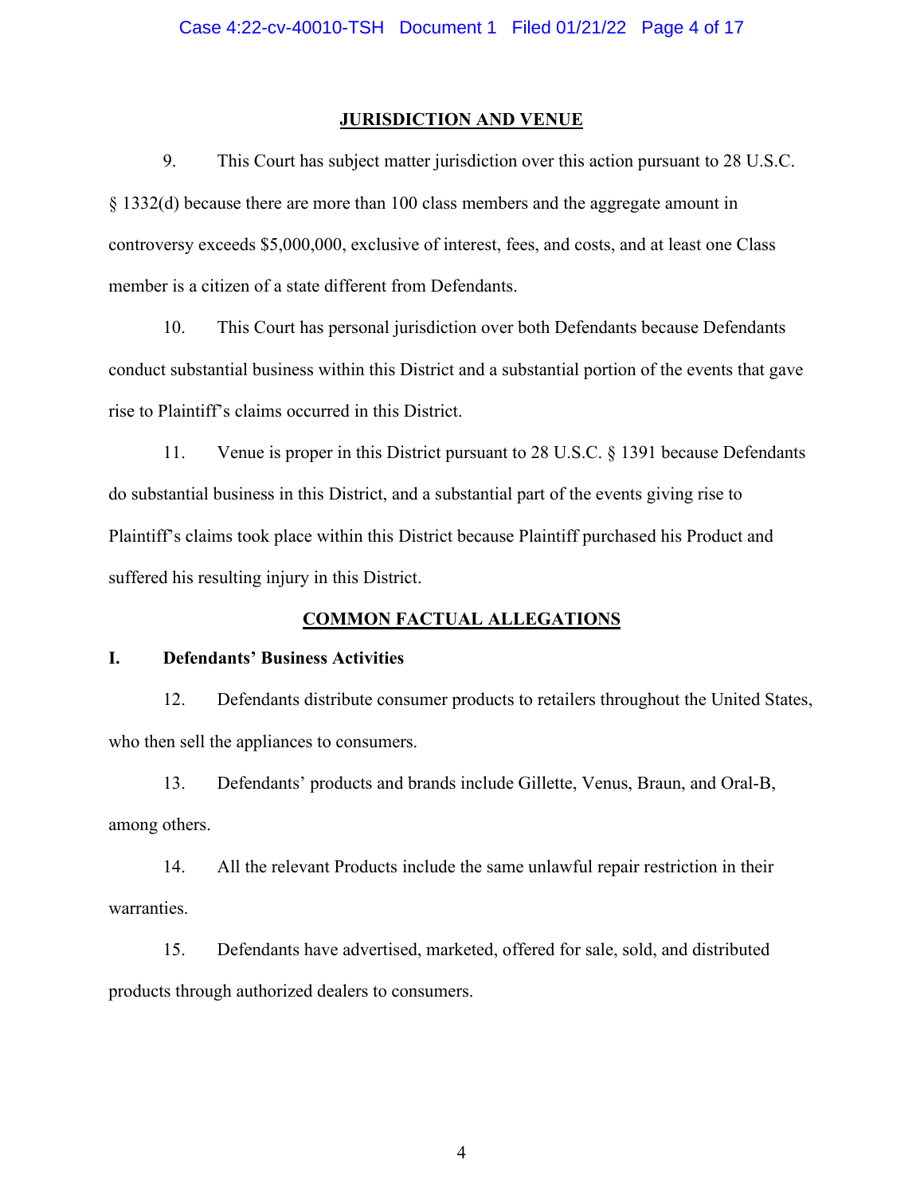## JURISDICTION AND VENUE

9. This Court has subject matter jurisdiction over this action pursuant to 28 U.S.C. § 1332(d) because there are more than 100 class members and the aggregate amount in controversy exceeds $5,000,000, exclusive of interest, fees, and costs, and at least one Class member is a citizen of a state different from Defendants.

10. This Court has personal jurisdiction over both Defendants because Defendants conduct substantial business within this District and a substantial portion of the events that gave rise to Plaintiff's claims occurred in this District.

11. Venue is proper in this District pursuant to 28 U.S.C. § 1391 because Defendants do substantial business in this District, and a substantial part of the events giving rise to Plaintiff's claims took place within this District because Plaintiff purchased his Product and suffered his resulting injury in this District.

## COMMON FACTUAL ALLEGATIONS

### I. Defendants' Business Activities

12. Defendants distribute consumer products to retailers throughout the United States, who then sell the appliances to consumers.

13. Defendants' products and brands include Gillette, Venus, Braun, and Oral-B, among others.

14. All the relevant Products include the same unlawful repair restriction in their warranties.

15. Defendants have advertised, marketed, offered for sale, sold, and distributed products through authorized dealers to consumers.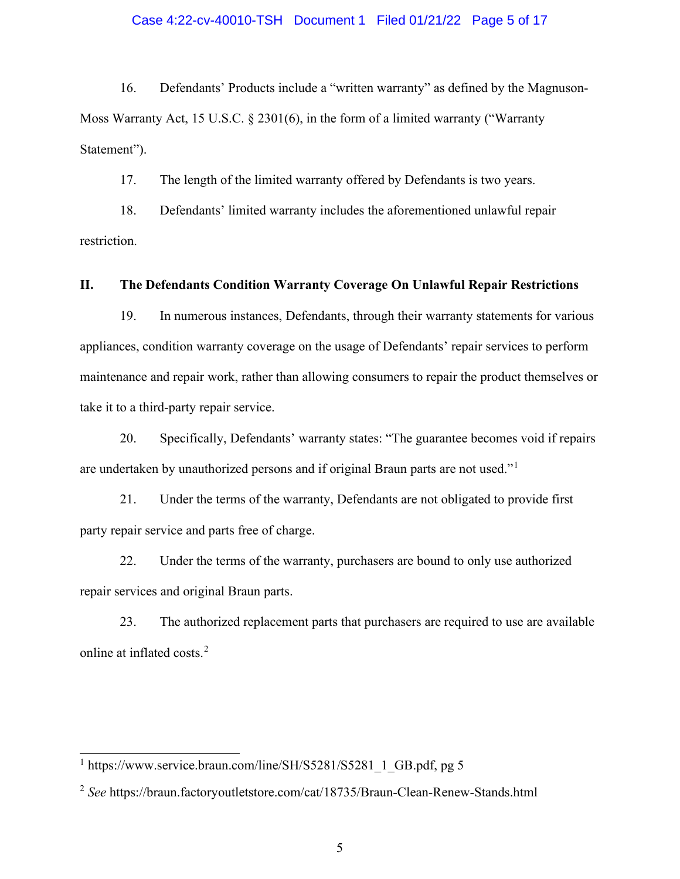16. Defendants' Products include a "written warranty" as defined by the Magnuson-Moss Warranty Act, 15 U.S.C. § 2301(6), in the form of a limited warranty ("Warranty Statement").

17. The length of the limited warranty offered by Defendants is two years.

18. Defendants' limited warranty includes the aforementioned unlawful repair restriction.

## II. The Defendants Condition Warranty Coverage On Unlawful Repair Restrictions

19. In numerous instances, Defendants, through their warranty statements for various appliances, condition warranty coverage on the usage of Defendants' repair services to perform maintenance and repair work, rather than allowing consumers to repair the product themselves or take it to a third-party repair service.

20. Specifically, Defendants' warranty states: "The guarantee becomes void if repairs are undertaken by unauthorized persons and if original Braun parts are not used."[1]

21. Under the terms of the warranty, Defendants are not obligated to provide first party repair service and parts free of charge.

22. Under the terms of the warranty, purchasers are bound to only use authorized repair services and original Braun parts.

23. The authorized replacement parts that purchasers are required to use are available online at inflated costs.[2]

---

[1] https://www.service.braun.com/line/SH/S5281/S5281_1_GB.pdf, pg 5

[2] *See* https://braun.factoryoutletstore.com/cat/18735/Braun-Clean-Renew-Stands.html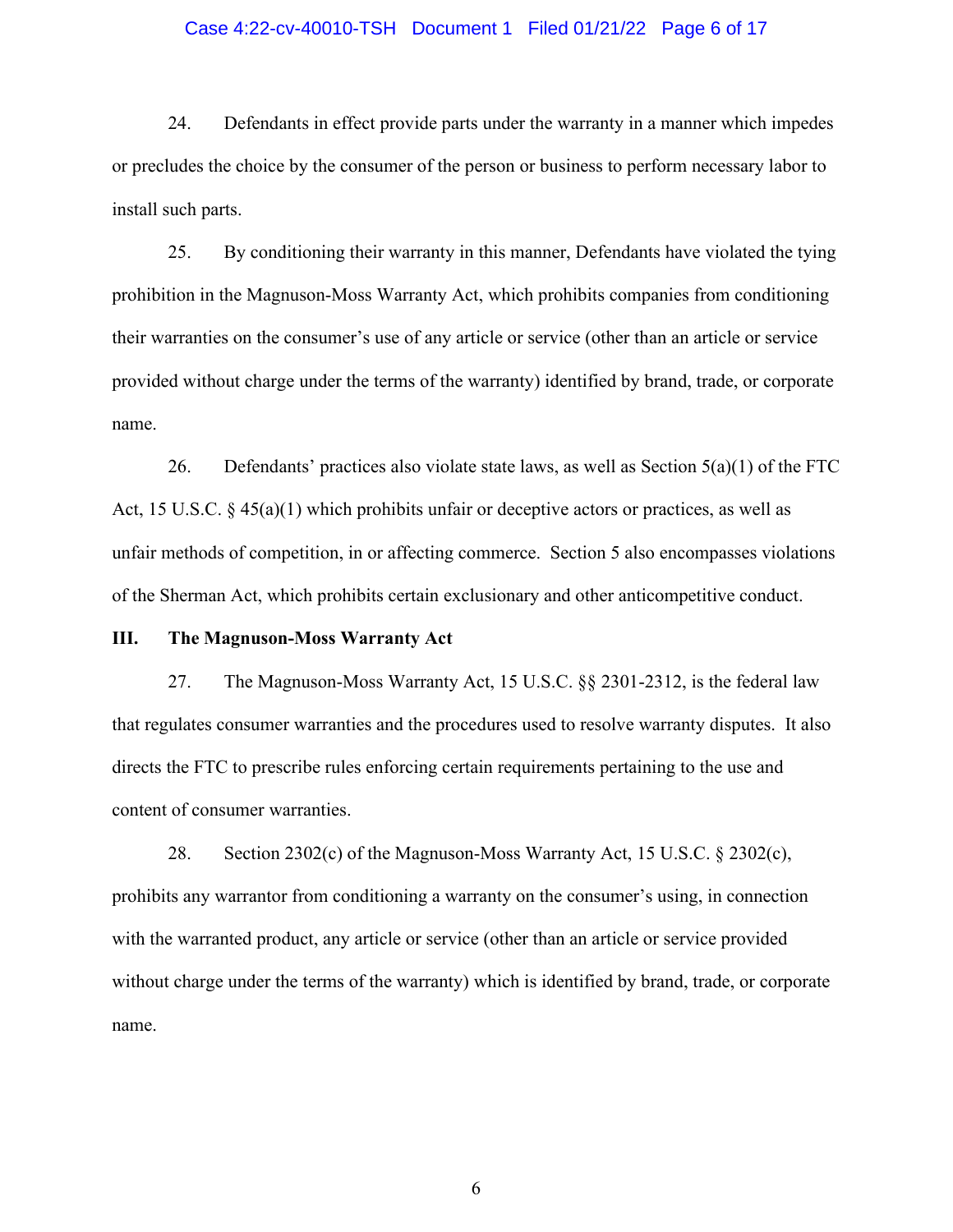24. Defendants in effect provide parts under the warranty in a manner which impedes or precludes the choice by the consumer of the person or business to perform necessary labor to install such parts.

25. By conditioning their warranty in this manner, Defendants have violated the tying prohibition in the Magnuson-Moss Warranty Act, which prohibits companies from conditioning their warranties on the consumer's use of any article or service (other than an article or service provided without charge under the terms of the warranty) identified by brand, trade, or corporate name.

26. Defendants' practices also violate state laws, as well as Section 5(a)(1) of the FTC Act, 15 U.S.C. § 45(a)(1) which prohibits unfair or deceptive actors or practices, as well as unfair methods of competition, in or affecting commerce. Section 5 also encompasses violations of the Sherman Act, which prohibits certain exclusionary and other anticompetitive conduct.

## III. The Magnuson-Moss Warranty Act

27. The Magnuson-Moss Warranty Act, 15 U.S.C. §§ 2301-2312, is the federal law that regulates consumer warranties and the procedures used to resolve warranty disputes. It also directs the FTC to prescribe rules enforcing certain requirements pertaining to the use and content of consumer warranties.

28. Section 2302(c) of the Magnuson-Moss Warranty Act, 15 U.S.C. § 2302(c), prohibits any warrantor from conditioning a warranty on the consumer's using, in connection with the warranted product, any article or service (other than an article or service provided without charge under the terms of the warranty) which is identified by brand, trade, or corporate name.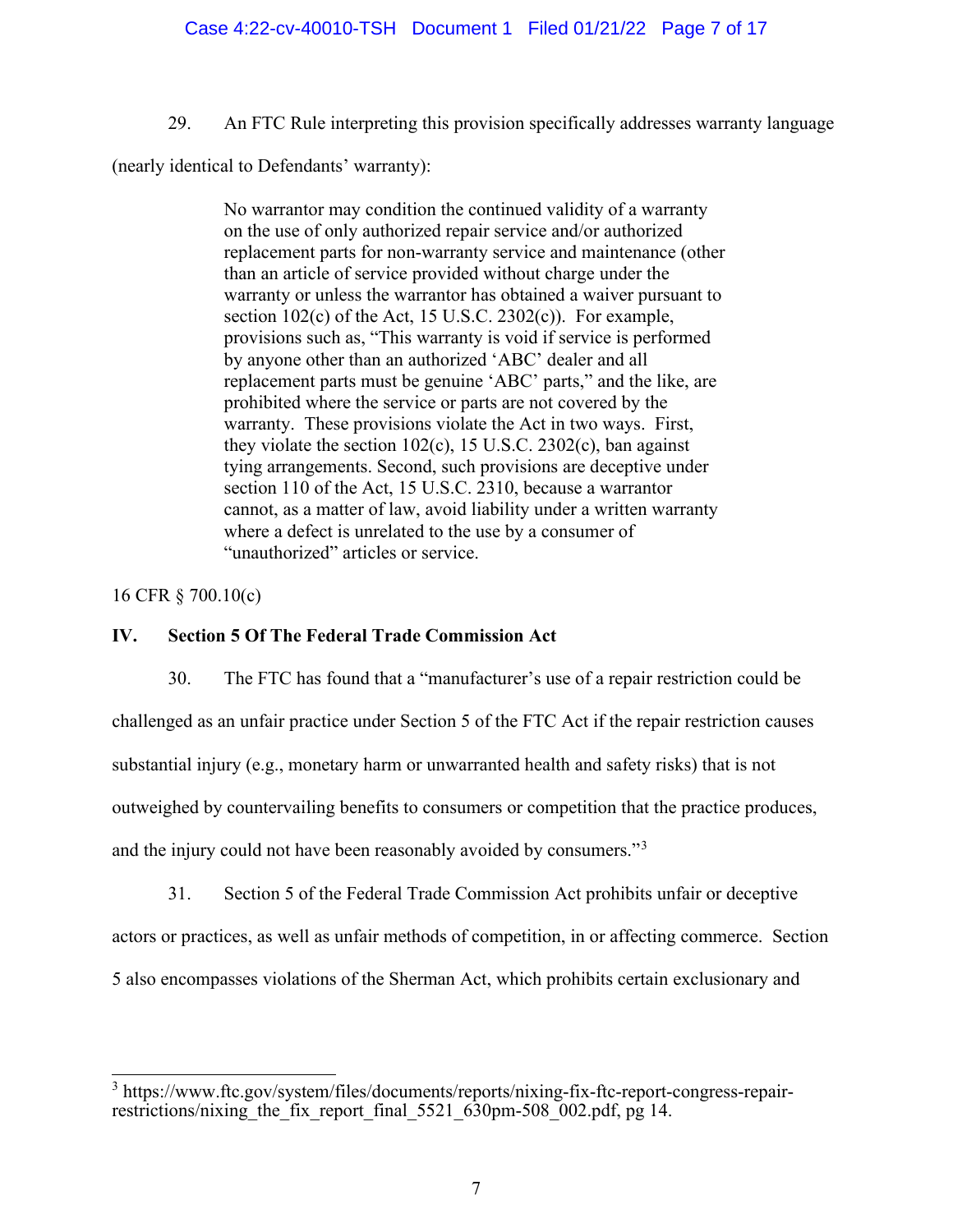29. An FTC Rule interpreting this provision specifically addresses warranty language (nearly identical to Defendants' warranty):

> No warrantor may condition the continued validity of a warranty on the use of only authorized repair service and/or authorized replacement parts for non-warranty service and maintenance (other than an article of service provided without charge under the warranty or unless the warrantor has obtained a waiver pursuant to section 102(c) of the Act, 15 U.S.C. 2302(c)). For example, provisions such as, "This warranty is void if service is performed by anyone other than an authorized 'ABC' dealer and all replacement parts must be genuine 'ABC' parts," and the like, are prohibited where the service or parts are not covered by the warranty. These provisions violate the Act in two ways. First, they violate the section 102(c), 15 U.S.C. 2302(c), ban against tying arrangements. Second, such provisions are deceptive under section 110 of the Act, 15 U.S.C. 2310, because a warrantor cannot, as a matter of law, avoid liability under a written warranty where a defect is unrelated to the use by a consumer of "unauthorized" articles or service.

16 CFR § 700.10(c)

## IV. Section 5 Of The Federal Trade Commission Act

30. The FTC has found that a "manufacturer's use of a repair restriction could be challenged as an unfair practice under Section 5 of the FTC Act if the repair restriction causes substantial injury (e.g., monetary harm or unwarranted health and safety risks) that is not outweighed by countervailing benefits to consumers or competition that the practice produces, and the injury could not have been reasonably avoided by consumers."[3]

31. Section 5 of the Federal Trade Commission Act prohibits unfair or deceptive actors or practices, as well as unfair methods of competition, in or affecting commerce. Section 5 also encompasses violations of the Sherman Act, which prohibits certain exclusionary and

---

[3] https://www.ftc.gov/system/files/documents/reports/nixing-fix-ftc-report-congress-repair-restrictions/nixing_the_fix_report_final_5521_630pm-508_002.pdf, pg 14.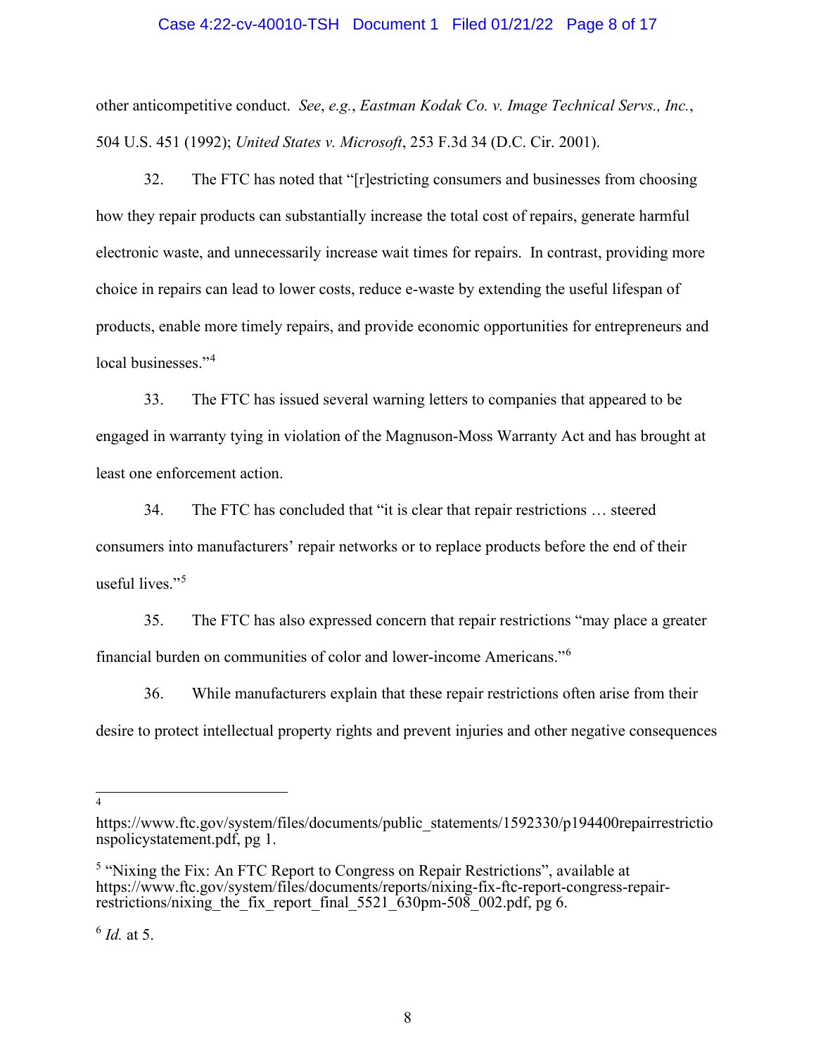other anticompetitive conduct. *See*, *e.g.*, *Eastman Kodak Co. v. Image Technical Servs., Inc.*, 504 U.S. 451 (1992); *United States v. Microsoft*, 253 F.3d 34 (D.C. Cir. 2001).

32. The FTC has noted that "[r]estricting consumers and businesses from choosing how they repair products can substantially increase the total cost of repairs, generate harmful electronic waste, and unnecessarily increase wait times for repairs. In contrast, providing more choice in repairs can lead to lower costs, reduce e-waste by extending the useful lifespan of products, enable more timely repairs, and provide economic opportunities for entrepreneurs and local businesses."[4]

33. The FTC has issued several warning letters to companies that appeared to be engaged in warranty tying in violation of the Magnuson-Moss Warranty Act and has brought at least one enforcement action.

34. The FTC has concluded that "it is clear that repair restrictions … steered consumers into manufacturers' repair networks or to replace products before the end of their useful lives."[5]

35. The FTC has also expressed concern that repair restrictions "may place a greater financial burden on communities of color and lower-income Americans."[6]

36. While manufacturers explain that these repair restrictions often arise from their desire to protect intellectual property rights and prevent injuries and other negative consequences

---

[4] https://www.ftc.gov/system/files/documents/public_statements/1592330/p194400repairrestrictionspolicystatement.pdf, pg 1.

[5] "Nixing the Fix: An FTC Report to Congress on Repair Restrictions", available at https://www.ftc.gov/system/files/documents/reports/nixing-fix-ftc-report-congress-repair-restrictions/nixing_the_fix_report_final_5521_630pm-508_002.pdf, pg 6.

[6] *Id.* at 5.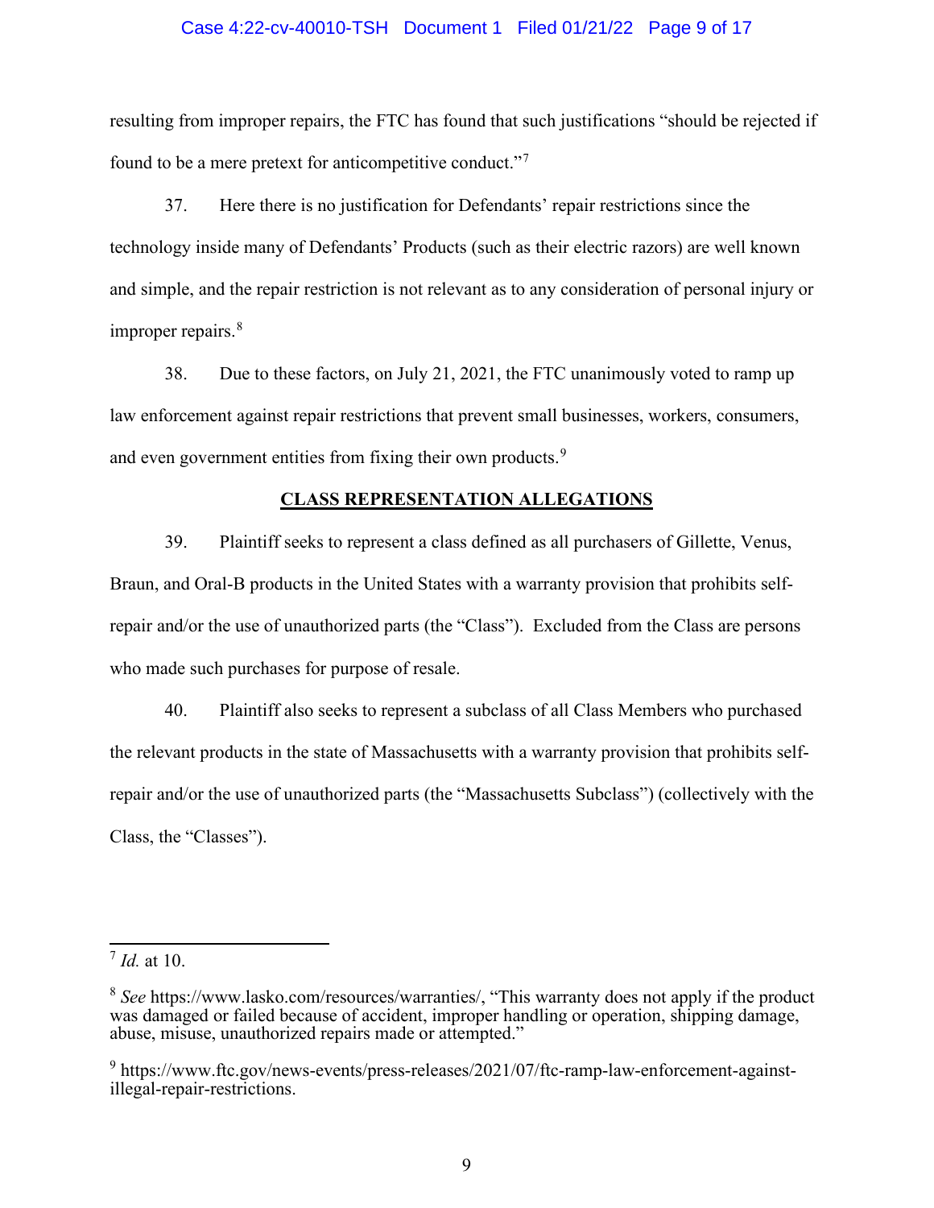resulting from improper repairs, the FTC has found that such justifications "should be rejected if found to be a mere pretext for anticompetitive conduct."[7]

37. Here there is no justification for Defendants' repair restrictions since the technology inside many of Defendants' Products (such as their electric razors) are well known and simple, and the repair restriction is not relevant as to any consideration of personal injury or improper repairs.[8]

38. Due to these factors, on July 21, 2021, the FTC unanimously voted to ramp up law enforcement against repair restrictions that prevent small businesses, workers, consumers, and even government entities from fixing their own products.[9]

## CLASS REPRESENTATION ALLEGATIONS

39. Plaintiff seeks to represent a class defined as all purchasers of Gillette, Venus, Braun, and Oral-B products in the United States with a warranty provision that prohibits self-repair and/or the use of unauthorized parts (the "Class"). Excluded from the Class are persons who made such purchases for purpose of resale.

40. Plaintiff also seeks to represent a subclass of all Class Members who purchased the relevant products in the state of Massachusetts with a warranty provision that prohibits self-repair and/or the use of unauthorized parts (the "Massachusetts Subclass") (collectively with the Class, the "Classes").

---

[7] *Id.* at 10.

[8] *See* https://www.lasko.com/resources/warranties/, "This warranty does not apply if the product was damaged or failed because of accident, improper handling or operation, shipping damage, abuse, misuse, unauthorized repairs made or attempted."

[9] https://www.ftc.gov/news-events/press-releases/2021/07/ftc-ramp-law-enforcement-against-illegal-repair-restrictions.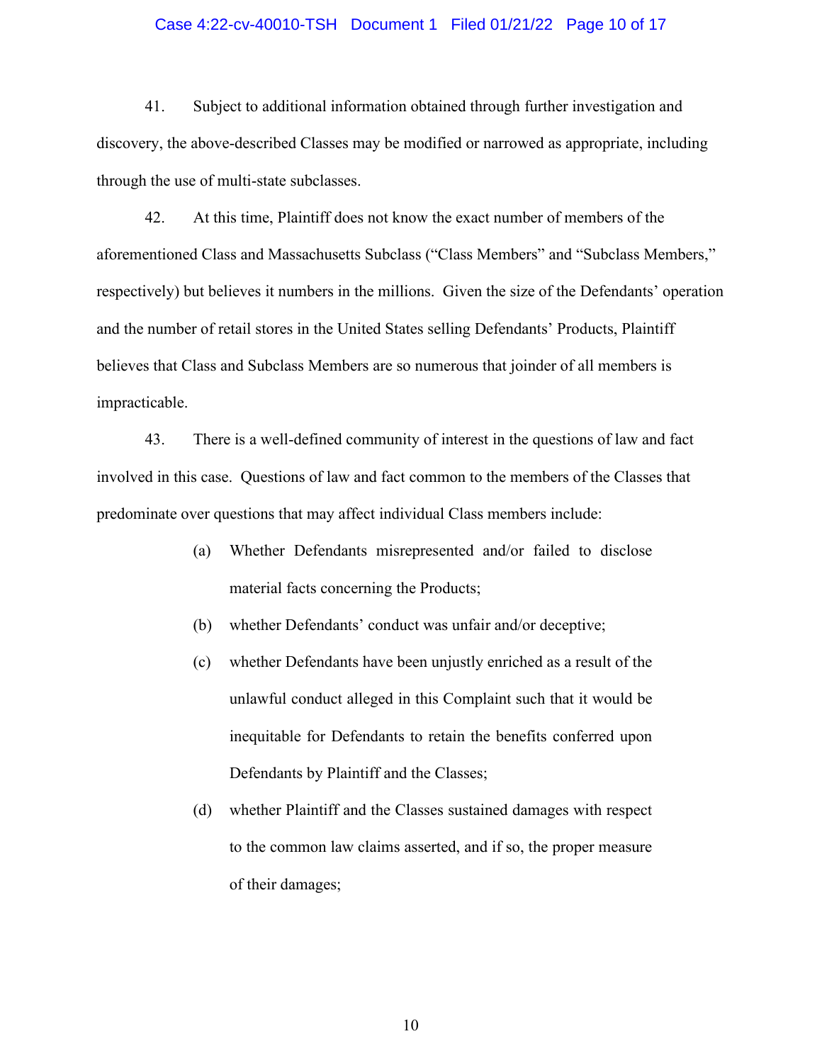41. Subject to additional information obtained through further investigation and discovery, the above-described Classes may be modified or narrowed as appropriate, including through the use of multi-state subclasses.

42. At this time, Plaintiff does not know the exact number of members of the aforementioned Class and Massachusetts Subclass ("Class Members" and "Subclass Members," respectively) but believes it numbers in the millions. Given the size of the Defendants' operation and the number of retail stores in the United States selling Defendants' Products, Plaintiff believes that Class and Subclass Members are so numerous that joinder of all members is impracticable.

43. There is a well-defined community of interest in the questions of law and fact involved in this case. Questions of law and fact common to the members of the Classes that predominate over questions that may affect individual Class members include:

(a) Whether Defendants misrepresented and/or failed to disclose material facts concerning the Products;

(b) whether Defendants' conduct was unfair and/or deceptive;

(c) whether Defendants have been unjustly enriched as a result of the unlawful conduct alleged in this Complaint such that it would be inequitable for Defendants to retain the benefits conferred upon Defendants by Plaintiff and the Classes;

(d) whether Plaintiff and the Classes sustained damages with respect to the common law claims asserted, and if so, the proper measure of their damages;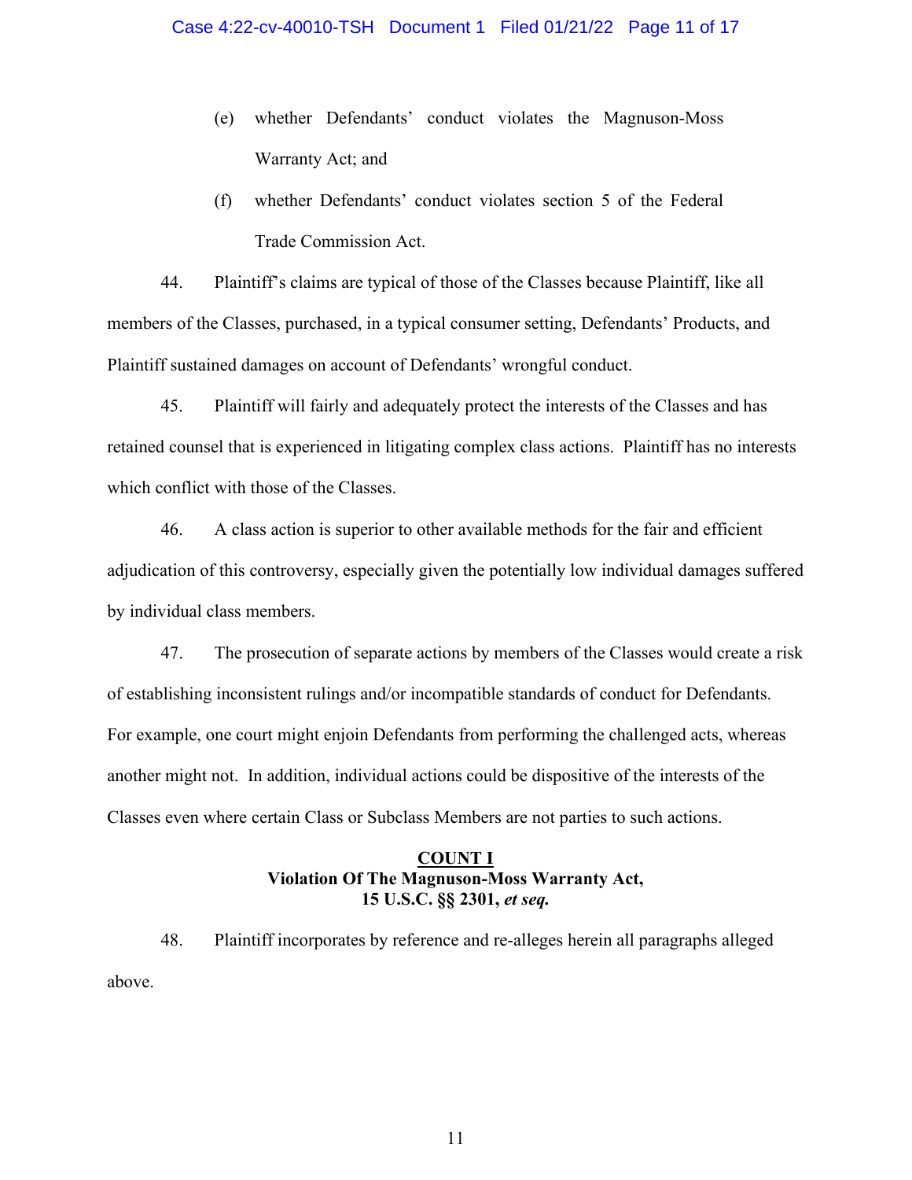(e) whether Defendants' conduct violates the Magnuson-Moss Warranty Act; and

(f) whether Defendants' conduct violates section 5 of the Federal Trade Commission Act.

44. Plaintiff's claims are typical of those of the Classes because Plaintiff, like all members of the Classes, purchased, in a typical consumer setting, Defendants' Products, and Plaintiff sustained damages on account of Defendants' wrongful conduct.

45. Plaintiff will fairly and adequately protect the interests of the Classes and has retained counsel that is experienced in litigating complex class actions. Plaintiff has no interests which conflict with those of the Classes.

46. A class action is superior to other available methods for the fair and efficient adjudication of this controversy, especially given the potentially low individual damages suffered by individual class members.

47. The prosecution of separate actions by members of the Classes would create a risk of establishing inconsistent rulings and/or incompatible standards of conduct for Defendants. For example, one court might enjoin Defendants from performing the challenged acts, whereas another might not. In addition, individual actions could be dispositive of the interests of the Classes even where certain Class or Subclass Members are not parties to such actions.

## COUNT I
## Violation Of The Magnuson-Moss Warranty Act, 15 U.S.C. §§ 2301, *et seq.*

48. Plaintiff incorporates by reference and re-alleges herein all paragraphs alleged above.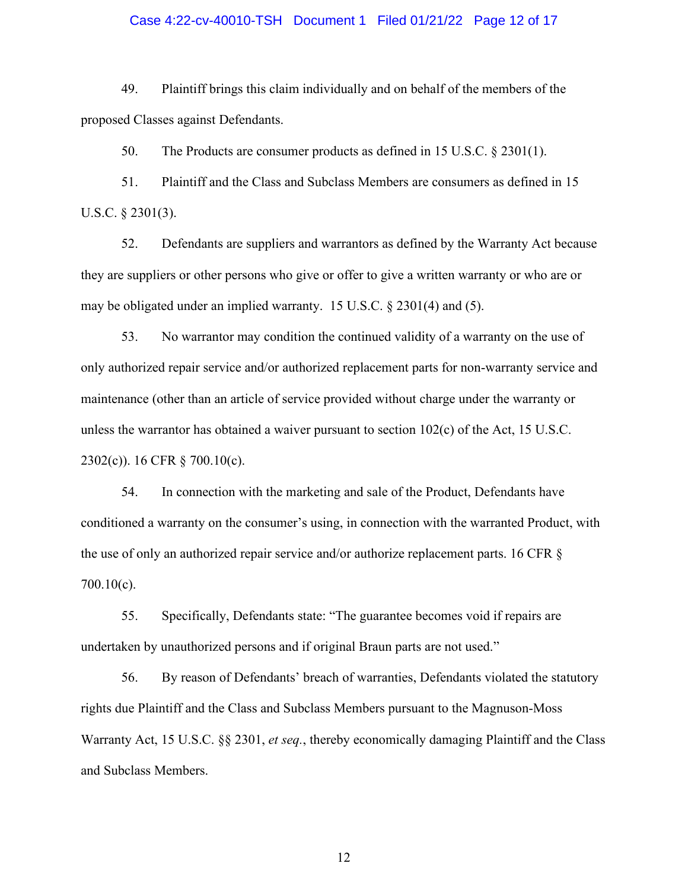49. Plaintiff brings this claim individually and on behalf of the members of the proposed Classes against Defendants.

50. The Products are consumer products as defined in 15 U.S.C. § 2301(1).

51. Plaintiff and the Class and Subclass Members are consumers as defined in 15 U.S.C. § 2301(3).

52. Defendants are suppliers and warrantors as defined by the Warranty Act because they are suppliers or other persons who give or offer to give a written warranty or who are or may be obligated under an implied warranty. 15 U.S.C. § 2301(4) and (5).

53. No warrantor may condition the continued validity of a warranty on the use of only authorized repair service and/or authorized replacement parts for non-warranty service and maintenance (other than an article of service provided without charge under the warranty or unless the warrantor has obtained a waiver pursuant to section 102(c) of the Act, 15 U.S.C. 2302(c)). 16 CFR § 700.10(c).

54. In connection with the marketing and sale of the Product, Defendants have conditioned a warranty on the consumer's using, in connection with the warranted Product, with the use of only an authorized repair service and/or authorize replacement parts. 16 CFR § 700.10(c).

55. Specifically, Defendants state: "The guarantee becomes void if repairs are undertaken by unauthorized persons and if original Braun parts are not used."

56. By reason of Defendants' breach of warranties, Defendants violated the statutory rights due Plaintiff and the Class and Subclass Members pursuant to the Magnuson-Moss Warranty Act, 15 U.S.C. §§ 2301, *et seq.*, thereby economically damaging Plaintiff and the Class and Subclass Members.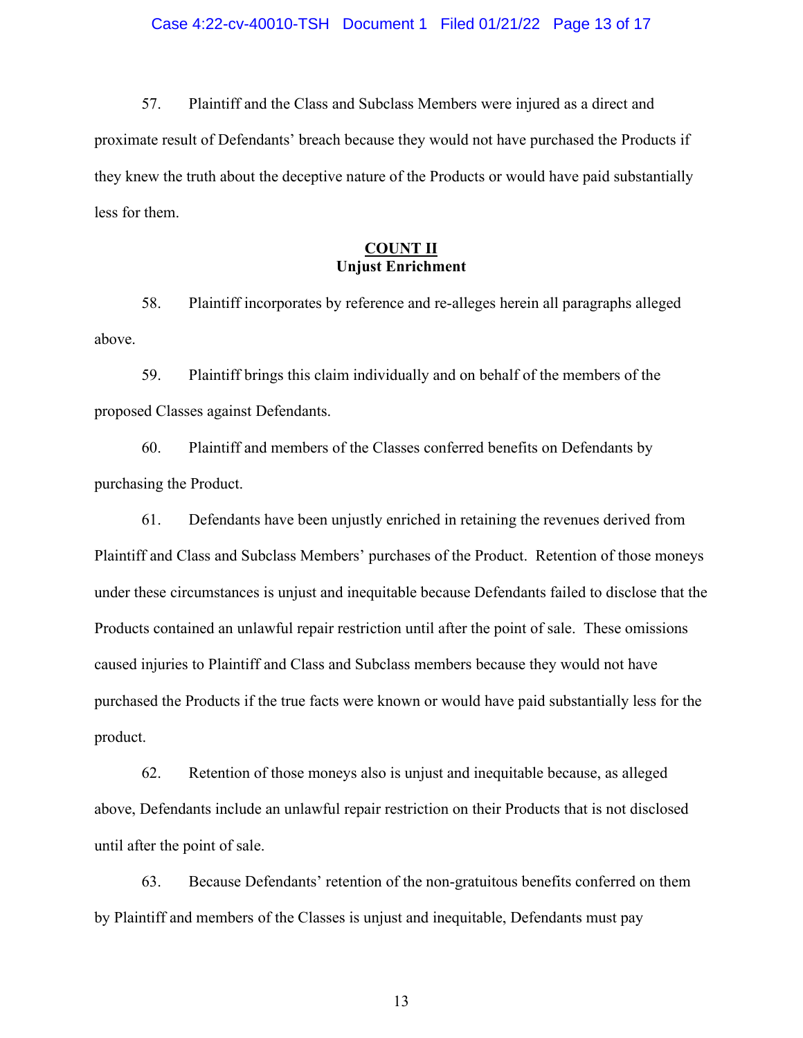57. Plaintiff and the Class and Subclass Members were injured as a direct and proximate result of Defendants' breach because they would not have purchased the Products if they knew the truth about the deceptive nature of the Products or would have paid substantially less for them.

## COUNT II
**Unjust Enrichment**

58. Plaintiff incorporates by reference and re-alleges herein all paragraphs alleged above.

59. Plaintiff brings this claim individually and on behalf of the members of the proposed Classes against Defendants.

60. Plaintiff and members of the Classes conferred benefits on Defendants by purchasing the Product.

61. Defendants have been unjustly enriched in retaining the revenues derived from Plaintiff and Class and Subclass Members' purchases of the Product. Retention of those moneys under these circumstances is unjust and inequitable because Defendants failed to disclose that the Products contained an unlawful repair restriction until after the point of sale. These omissions caused injuries to Plaintiff and Class and Subclass members because they would not have purchased the Products if the true facts were known or would have paid substantially less for the product.

62. Retention of those moneys also is unjust and inequitable because, as alleged above, Defendants include an unlawful repair restriction on their Products that is not disclosed until after the point of sale.

63. Because Defendants' retention of the non-gratuitous benefits conferred on them by Plaintiff and members of the Classes is unjust and inequitable, Defendants must pay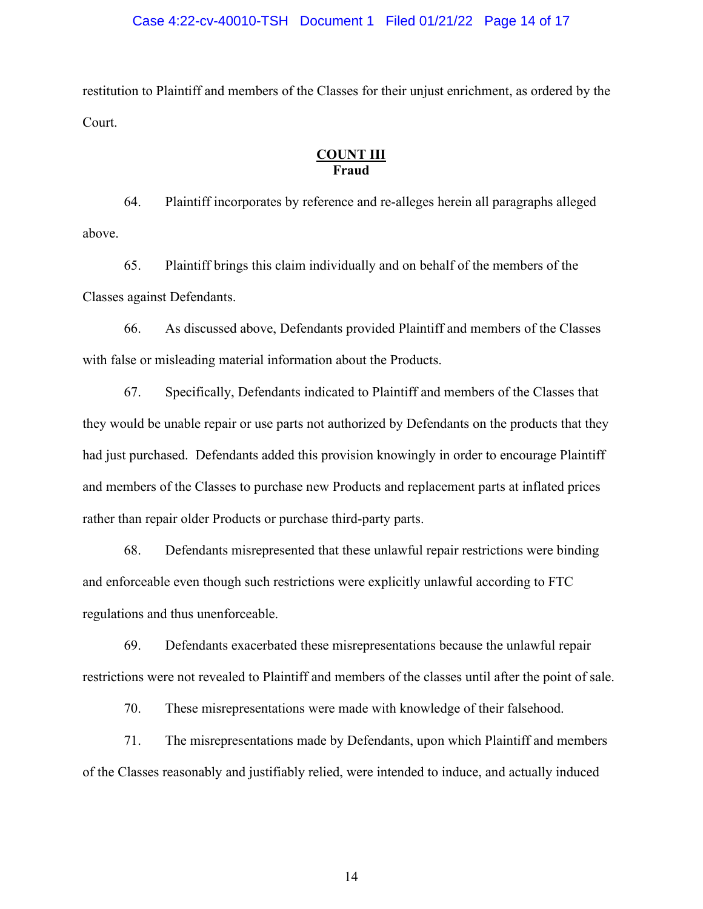restitution to Plaintiff and members of the Classes for their unjust enrichment, as ordered by the Court.

## COUNT III
**Fraud**

64. Plaintiff incorporates by reference and re-alleges herein all paragraphs alleged above.

65. Plaintiff brings this claim individually and on behalf of the members of the Classes against Defendants.

66. As discussed above, Defendants provided Plaintiff and members of the Classes with false or misleading material information about the Products.

67. Specifically, Defendants indicated to Plaintiff and members of the Classes that they would be unable repair or use parts not authorized by Defendants on the products that they had just purchased. Defendants added this provision knowingly in order to encourage Plaintiff and members of the Classes to purchase new Products and replacement parts at inflated prices rather than repair older Products or purchase third-party parts.

68. Defendants misrepresented that these unlawful repair restrictions were binding and enforceable even though such restrictions were explicitly unlawful according to FTC regulations and thus unenforceable.

69. Defendants exacerbated these misrepresentations because the unlawful repair restrictions were not revealed to Plaintiff and members of the classes until after the point of sale.

70. These misrepresentations were made with knowledge of their falsehood.

71. The misrepresentations made by Defendants, upon which Plaintiff and members of the Classes reasonably and justifiably relied, were intended to induce, and actually induced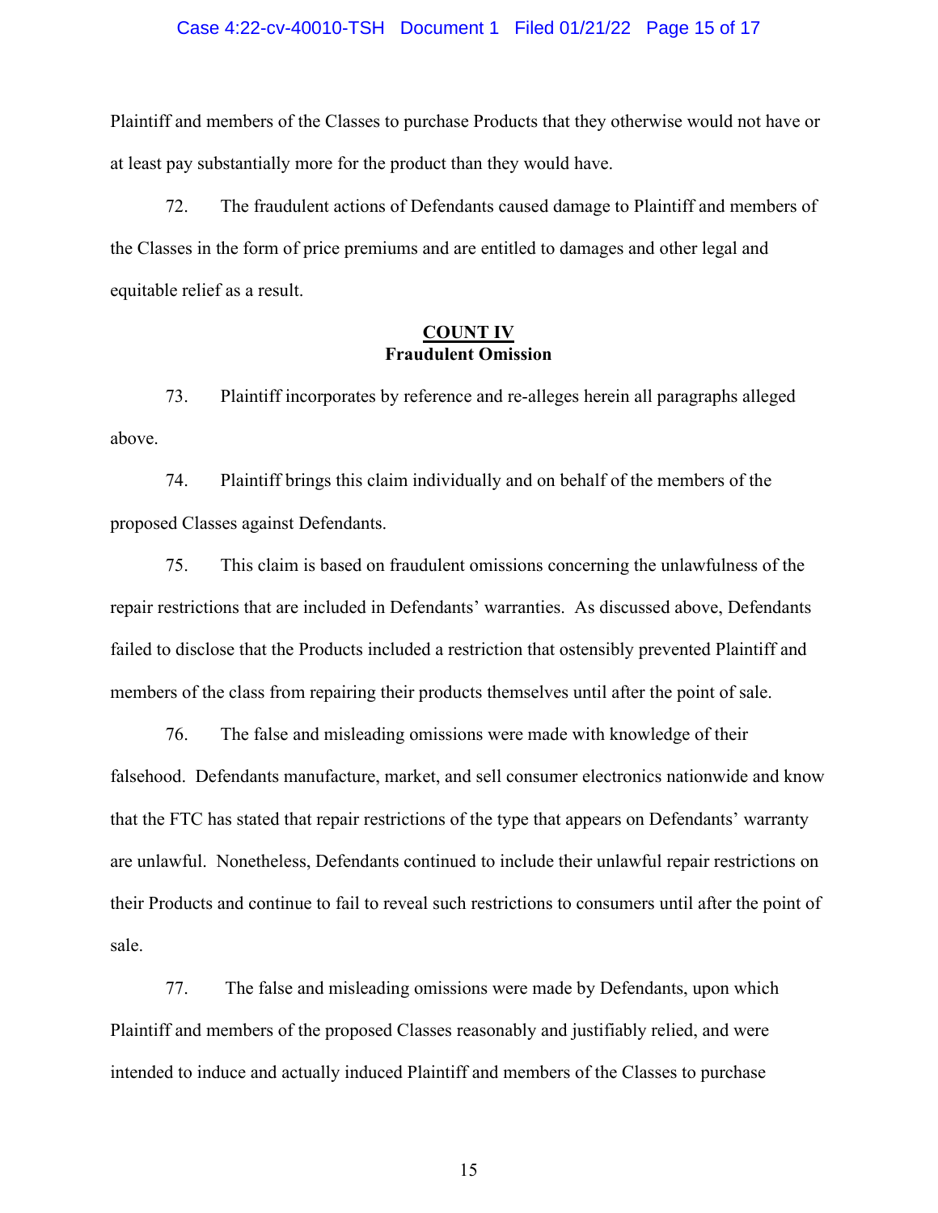Plaintiff and members of the Classes to purchase Products that they otherwise would not have or at least pay substantially more for the product than they would have.

72. The fraudulent actions of Defendants caused damage to Plaintiff and members of the Classes in the form of price premiums and are entitled to damages and other legal and equitable relief as a result.

## COUNT IV
**Fraudulent Omission**

73. Plaintiff incorporates by reference and re-alleges herein all paragraphs alleged above.

74. Plaintiff brings this claim individually and on behalf of the members of the proposed Classes against Defendants.

75. This claim is based on fraudulent omissions concerning the unlawfulness of the repair restrictions that are included in Defendants' warranties. As discussed above, Defendants failed to disclose that the Products included a restriction that ostensibly prevented Plaintiff and members of the class from repairing their products themselves until after the point of sale.

76. The false and misleading omissions were made with knowledge of their falsehood. Defendants manufacture, market, and sell consumer electronics nationwide and know that the FTC has stated that repair restrictions of the type that appears on Defendants' warranty are unlawful. Nonetheless, Defendants continued to include their unlawful repair restrictions on their Products and continue to fail to reveal such restrictions to consumers until after the point of sale.

77. The false and misleading omissions were made by Defendants, upon which Plaintiff and members of the proposed Classes reasonably and justifiably relied, and were intended to induce and actually induced Plaintiff and members of the Classes to purchase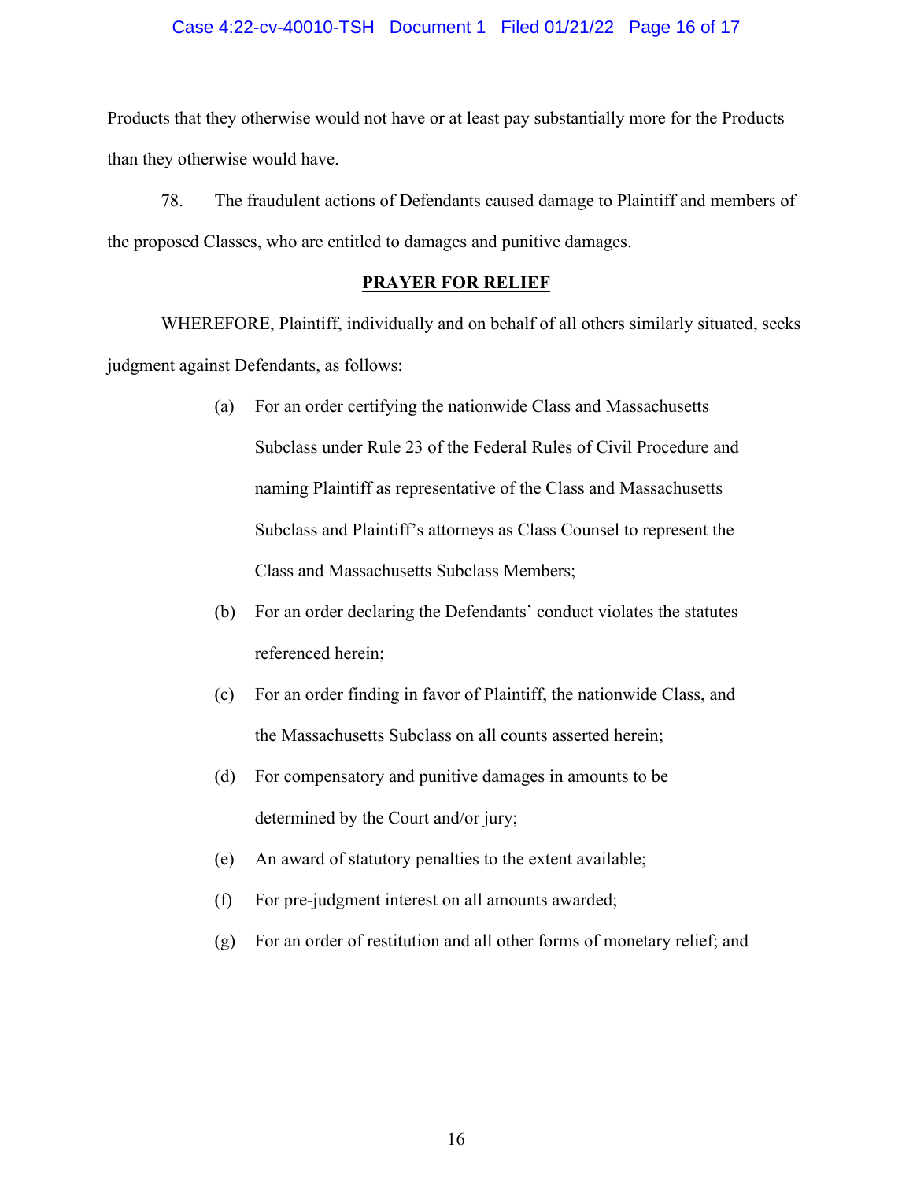Products that they otherwise would not have or at least pay substantially more for the Products than they otherwise would have.

78. The fraudulent actions of Defendants caused damage to Plaintiff and members of the proposed Classes, who are entitled to damages and punitive damages.

## PRAYER FOR RELIEF

WHEREFORE, Plaintiff, individually and on behalf of all others similarly situated, seeks judgment against Defendants, as follows:

(a) For an order certifying the nationwide Class and Massachusetts Subclass under Rule 23 of the Federal Rules of Civil Procedure and naming Plaintiff as representative of the Class and Massachusetts Subclass and Plaintiff's attorneys as Class Counsel to represent the Class and Massachusetts Subclass Members;

(b) For an order declaring the Defendants' conduct violates the statutes referenced herein;

(c) For an order finding in favor of Plaintiff, the nationwide Class, and the Massachusetts Subclass on all counts asserted herein;

(d) For compensatory and punitive damages in amounts to be determined by the Court and/or jury;

(e) An award of statutory penalties to the extent available;

(f) For pre-judgment interest on all amounts awarded;

(g) For an order of restitution and all other forms of monetary relief; and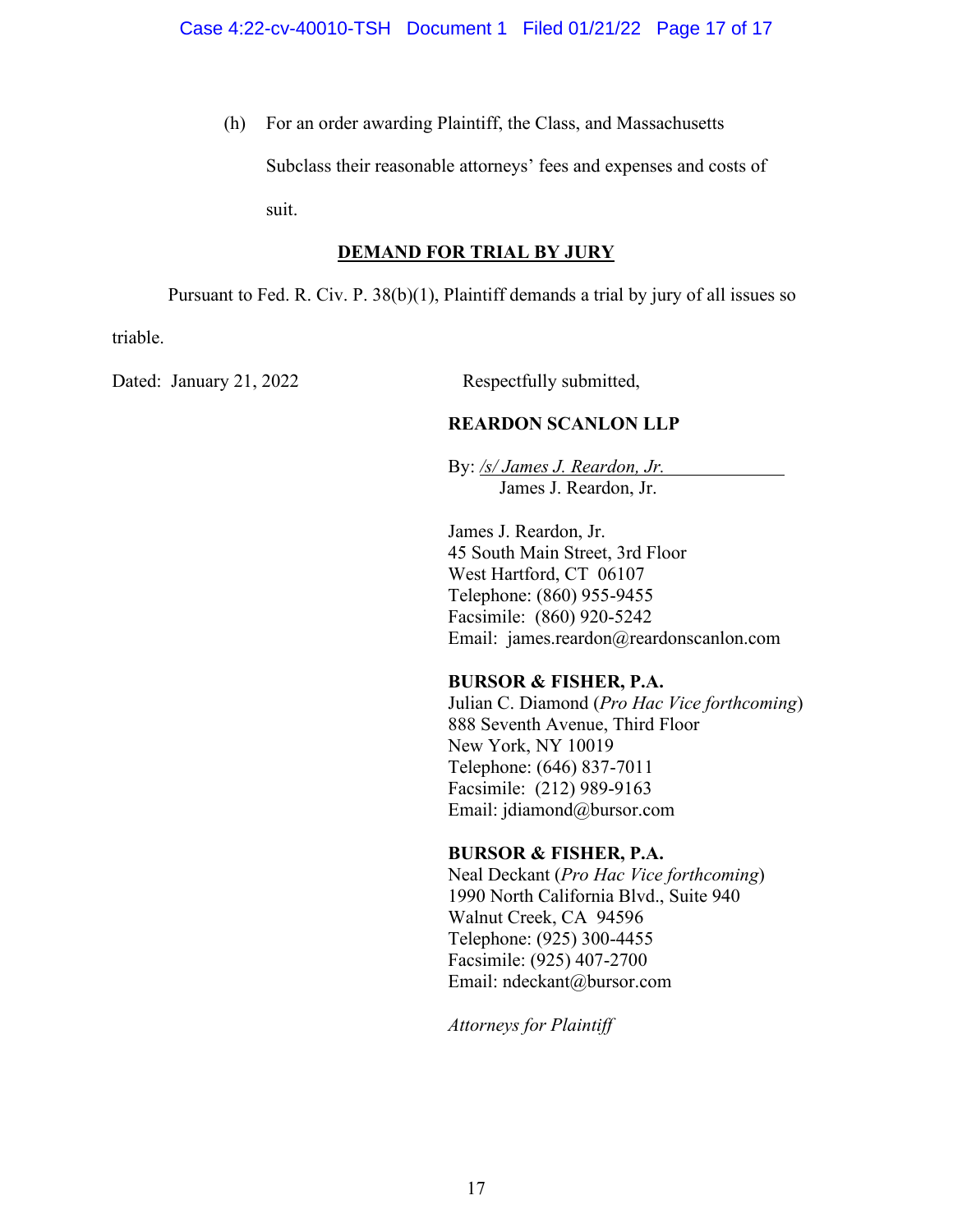(h) For an order awarding Plaintiff, the Class, and Massachusetts Subclass their reasonable attorneys' fees and expenses and costs of suit.

**DEMAND FOR TRIAL BY JURY**

Pursuant to Fed. R. Civ. P. 38(b)(1), Plaintiff demands a trial by jury of all issues so triable.

Dated: January 21, 2022

Respectfully submitted,

**REARDON SCANLON LLP**

By: */s/ James J. Reardon, Jr.*
James J. Reardon, Jr.

James J. Reardon, Jr.
45 South Main Street, 3rd Floor
West Hartford, CT 06107
Telephone: (860) 955-9455
Facsimile: (860) 920-5242
Email: james.reardon@reardonscanlon.com

**BURSOR & FISHER, P.A.**
Julian C. Diamond (*Pro Hac Vice forthcoming*)
888 Seventh Avenue, Third Floor
New York, NY 10019
Telephone: (646) 837-7011
Facsimile: (212) 989-9163
Email: jdiamond@bursor.com

**BURSOR & FISHER, P.A.**
Neal Deckant (*Pro Hac Vice forthcoming*)
1990 North California Blvd., Suite 940
Walnut Creek, CA 94596
Telephone: (925) 300-4455
Facsimile: (925) 407-2700
Email: ndeckant@bursor.com

*Attorneys for Plaintiff*